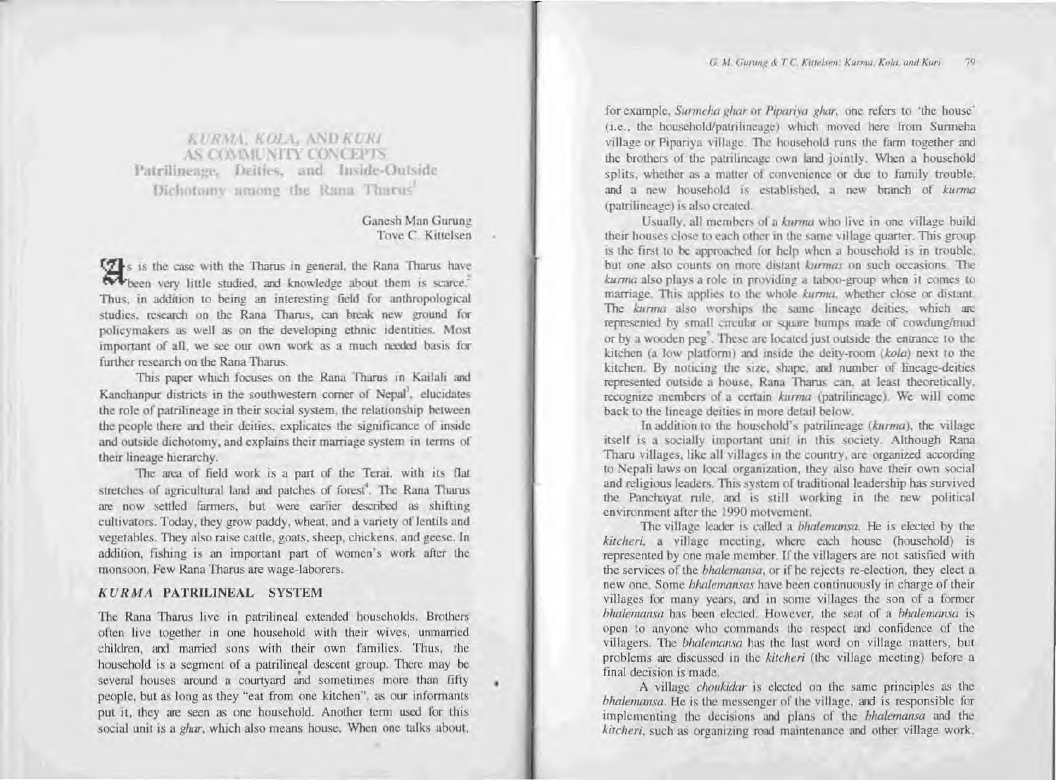# KURMA, KOLA, AND KURI AS COMMUNITY CONCEPTS
## Patrilineage, Deities, and Inside-Outside Dichotomy among the Rana Tharus[1]

Ganesh Man Gurung
Tove C. Kittelsen

As is the case with the Tharus in general, the Rana Tharus have been very little studied, and knowledge about them is scarce.[2] Thus, in addition to being an interesting field for anthropological studies, research on the Rana Tharus, can break new ground for policymakers as well as on the developing ethnic identities. Most important of all, we see our own work as a much needed basis for further research on the Rana Tharus.

This paper which focuses on the Rana Tharus in Kailali and Kanchanpur districts in the southwestern corner of Nepal[3], elucidates the role of patrilineage in their social system, the relationship between the people there and their deities, explicates the significance of inside and outside dichotomy, and explains their marriage system in terms of their lineage hierarchy.

The area of field work is a part of the Terai, with its flat stretches of agricultural land and patches of forest[4]. The Rana Tharus are now settled farmers, but were earlier described as shifting cultivators. Today, they grow paddy, wheat, and a variety of lentils and vegetables. They also raise cattle, goats, sheep, chickens, and geese. In addition, fishing is an important part of women's work after the monsoon. Few Rana Tharus are wage-laborers.

### *KURMA* PATRILINEAL SYSTEM

The Rana Tharus live in patrilineal extended households. Brothers often live together in one household with their wives, unmarried children, and married sons with their own families. Thus, the household is a segment of a patrilineal descent group. There may be several houses around a courtyard and sometimes more than fifty people, but as long as they "eat from one kitchen", as our informants put it, they are seen as one household. Another term used for this social unit is a *ghar*, which also means house. When one talks about, for example, *Surmeha ghar* or *Pipariya ghar*, one refers to 'the house' (i.e., the household/patrilineage) which moved here from Surmeha village or Pipariya village. The household runs the farm together and the brothers of the patrilineage own land jointly. When a household splits, whether as a matter of convenience or due to family trouble, and a new household is established, a new branch of *kurma* (patrilineage) is also created.

Usually, all members of a *kurma* who live in one village build their houses close to each other in the same village quarter. This group is the first to be approached for help when a household is in trouble, but one also counts on more distant *kurmas* on such occasions. The *kurma* also plays a role in providing a taboo-group when it comes to marriage. This applies to the whole *kurma*, whether close or distant. The *kurma* also worships the same lineage deities, which are represented by small circular or square bumps made of cowdung/mud or by a wooden peg[5]. These are located just outside the entrance to the kitchen (a low platform) and inside the deity-room (*kola*) next to the kitchen. By noticing the size, shape, and number of lineage-deities represented outside a house, Rana Tharus can, at least theoretically, recognize members of a certain *kurma* (patrilineage). We will come back to the lineage deities in more detail below.

In addition to the household's patrilineage (*kurma*), the village itself is a socially important unit in this society. Although Rana Tharu villages, like all villages in the country, are organized according to Nepali laws on local organization, they also have their own social and religious leaders. This system of traditional leadership has survived the Panchayat rule, and is still working in the new political environment after the 1990 motvement.

The village leader is called a *bhalemansa*. He is elected by the *kitcheri*, a village meeting, where each house (household) is represented by one male member. If the villagers are not satisfied with the services of the *bhalemansa*, or if he rejects re-election, they elect a new one. Some *bhalemansas* have been continuously in charge of their villages for many years, and in some villages the son of a former *bhalemansa* has been elected. However, the seat of a *bhalemansa* is open to anyone who commands the respect and confidence of the villagers. The *bhalemansa* has the last word on village matters, but problems are discussed in the *kitcheri* (the village meeting) before a final decision is made.

A village *choukidar* is elected on the same principles as the *bhalemansa*. He is the messenger of the village, and is responsible for implementing the decisions and plans of the *bhalemansa* and the *kitcheri*, such as organizing road maintenance and other village work.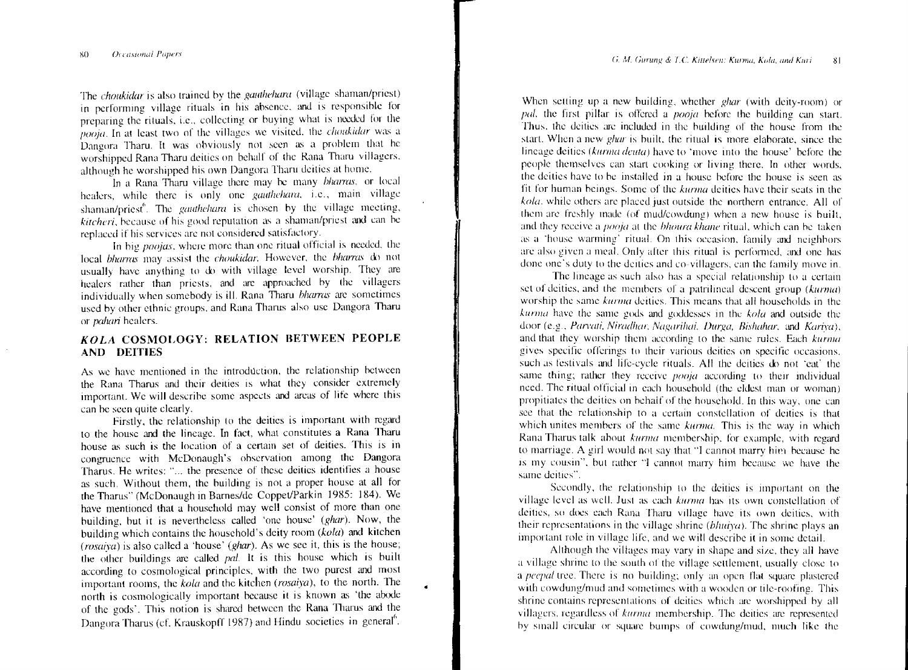The *choukidar* is also trained by the *gauthehara* (village shaman/priest) in performing village rituals in his absence, and is responsible for preparing the rituals, i.e., collecting or buying what is needed for the *pooja*. In at least two of the villages we visited, the *choukidar* was a Dangora Tharu. It was obviously not seen as a problem that he worshipped Rana Tharu deities on behalf of the Rana Tharu villagers, although he worshipped his own Dangora Tharu deities at home.

In a Rana Tharu village there may be many *bharras*, or local healers, while there is only one *gauthehara*, i.e., main village shaman/priest[6]. The *gauthehara* is chosen by the village meeting, *kitcheri*, because of his good reputation as a shaman/priest and can be replaced if his services are not considered satisfactory.

In big *poojas*, where more than one ritual official is needed, the local *bharras* may assist the *choukidar*. However, the *bharras* do not usually have anything to do with village level worship. They are healers rather than priests, and are approached by the villagers individually when somebody is ill. Rana Tharu *bharras* are sometimes used by other ethnic groups, and Rana Tharus also use Dangora Tharu or *pahari* healers.

## *KOLA* COSMOLOGY: RELATION BETWEEN PEOPLE AND DEITIES

As we have mentioned in the introduction, the relationship between the Rana Tharus and their deities is what they consider extremely important. We will describe some aspects and areas of life where this can be seen quite clearly.

Firstly, the relationship to the deities is important with regard to the house and the lineage. In fact, what constitutes a Rana Tharu house as such is the location of a certain set of deities. This is in congruence with McDonaugh's observation among the Dangora Tharus. He writes: "... the presence of these deities identifies a house as such. Without them, the building is not a proper house at all for the Tharus" (McDonaugh in Barnes/de Coppet/Parkin 1985: 184). We have mentioned that a household may well consist of more than one building, but it is nevertheless called 'one house' (*ghar*). Now, the building which contains the household's deity room (*kola*) and kitchen (*rosaiya*) is also called a 'house' (*ghar*). As we see it, this is the house; the other buildings are called *pal*. It is this house which is built according to cosmological principles, with the two purest and most important rooms, the *kola* and the kitchen (*rosaiya*), to the north. The north is cosmologically important because it is known as 'the abode of the gods'. This notion is shared between the Rana Tharus and the Dangora Tharus (cf. Krauskopff 1987) and Hindu societies in general[6].

When setting up a new building, whether *ghar* (with deity-room) or *pal*, the first pillar is offered a *pooja* before the building can start. Thus, the deities are included in the building of the house from the start. When a new *ghar* is built, the ritual is more elaborate, since the lineage deities (*kurma deuta*) have to 'move into the house' before the people themselves can start cooking or living there. In other words, the deities have to be installed in a house before the house is seen as fit for human beings. Some of the *kurma* deities have their seats in the *kola*, while others are placed just outside the northern entrance. All of them are freshly made (of mud/cowdung) when a new house is built, and they receive a *pooja* at the *bhoura khane* ritual, which can be taken as a 'house warming' ritual. On this occasion, family and neighbors are also given a meal. Only after this ritual is performed, and one has done one's duty to the deities and co-villagers, can the family move in.

The lineage as such also has a special relationship to a certain set of deities, and the members of a patrilineal descent group (*kurma*) worship the same *kurma* deities. This means that all households in the *kurma* have the same gods and goddesses in the *kola* and outside the door (e.g., *Parvati*, *Niradhar*, *Nagarihai*, *Durga*, *Bishahar*, and *Kariya*), and that they worship them according to the same rules. Each *kurma* gives specific offerings to their various deities on specific occasions, such as festivals and life-cycle rituals. All the deities do not 'eat' the same thing; rather they receive *pooja* according to their individual need. The ritual official in each household (the eldest man or woman) propitiates the deities on behalf of the household. In this way, one can see that the relationship to a certain constellation of deities is that which unites members of the same *kurma*. This is the way in which Rana Tharus talk about *kurma* membership, for example, with regard to marriage. A girl would not say that "I cannot marry him because he is my cousin", but rather "I cannot marry him because we have the same deities".

Secondly, the relationship to the deities is important on the village level as well. Just as each *kurma* has its own constellation of deities, so does each Rana Tharu village have its own deities, with their representations in the village shrine (*bhuiya*). The shrine plays an important role in village life, and we will describe it in some detail.

Although the villages may vary in shape and size, they all have a village shrine to the south of the village settlement, usually close to a *peepal* tree. There is no building; only an open flat square plastered with cowdung/mud and sometimes with a wooden or tile-roofing. This shrine contains representations of deities which are worshipped by all villagers, regardless of *kurma* membership. The deities are represented by small circular or square bumps of cowdung/mud, much like the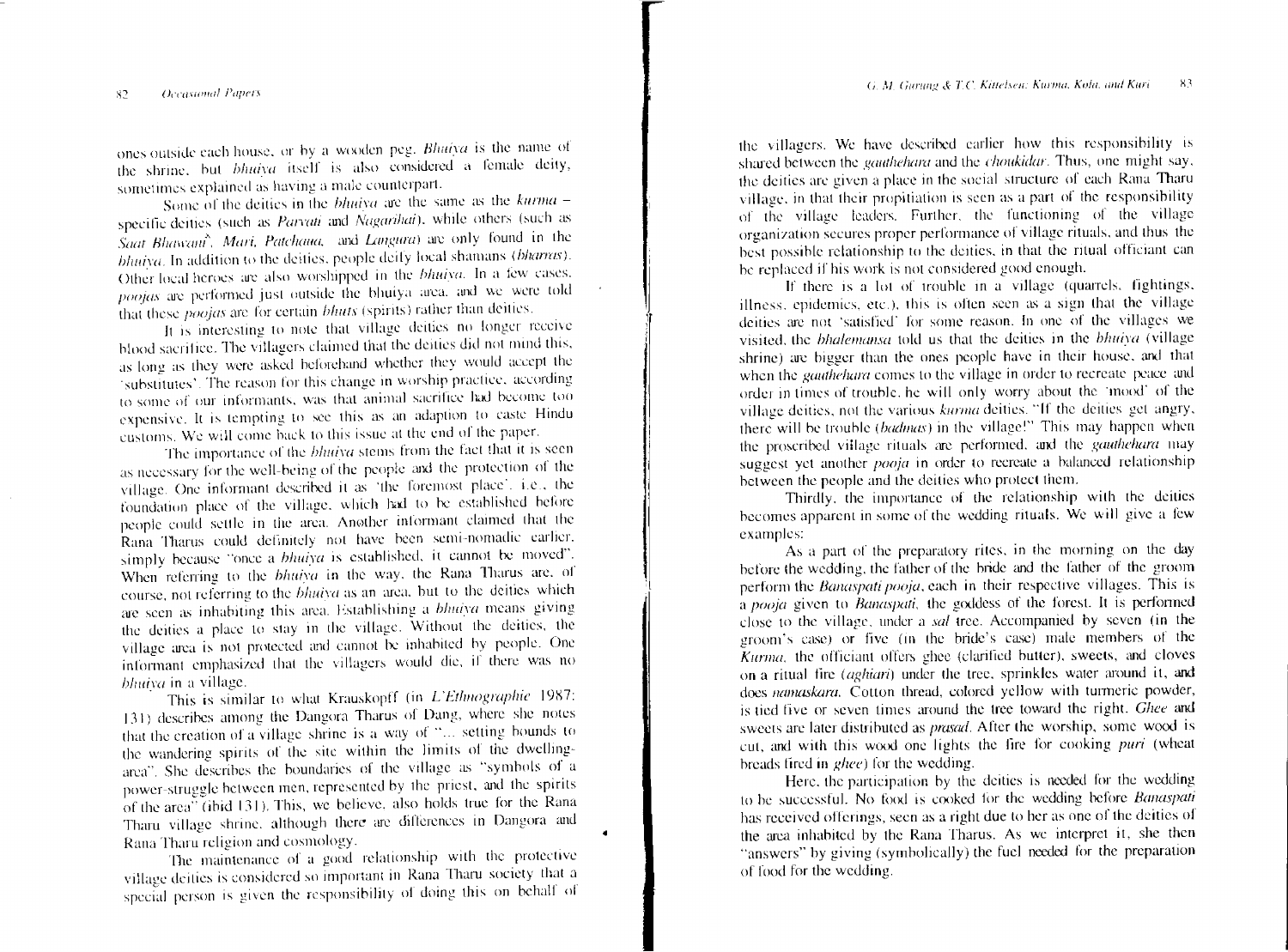ones outside each house, or by a wooden peg. *Bhuiya* is the name of the shrine, but *bhuiya* itself is also considered a female deity, sometimes explained as having a male counterpart.

Some of the deities in the *bhuiya* are the same as the *kurma* – specific deities (such as *Parvati* and *Nagarihai*), while others (such as *Saat Bhawani*, *Mari*, *Patchaua*, and *Langura*) are only found in the *bhuiya*. In addition to the deities, people deify local shamans (*bharras*). Other local heroes are also worshipped in the *bhuiya*. In a few cases, *poojas* are performed just outside the bhuiya area, and we were told that these *poojas* are for certain *bhuts* (spirits) rather than deities.

It is interesting to note that village deities no longer receive blood sacrifice. The villagers claimed that the deities did not mind this, as long as they were asked beforehand whether they would accept the 'substitutes'. The reason for this change in worship practice, according to some of our informants, was that animal sacrifice had become too expensive. It is tempting to see this as an adaption to caste Hindu customs. We will come back to this issue at the end of the paper.

The importance of the *bhuiya* stems from the fact that it is seen as necessary for the well-being of the people and the protection of the village. One informant described it as 'the foremost place', i.e., the foundation place of the village, which had to be established before people could settle in the area. Another informant claimed that the Rana Tharus could definitely not have been semi-nomadic earlier, simply because "once a *bhuiya* is established, it cannot be moved". When referring to the *bhuiya* in the way, the Rana Tharus are, of course, not referring to the *bhuiya* as an area, but to the deities which are seen as inhabiting this area. Establishing a *bhuiya* means giving the deities a place to stay in the village. Without the deities, the village area is not protected and cannot be inhabited by people. One informant emphasized that the villagers would die, if there was no *bhuiya* in a village.

This is similar to what Krauskopff (in *L'Ethnographie* 1987: 131) describes among the Dangora Tharus of Dang, where she notes that the creation of a village shrine is a way of "... setting bounds to the wandering spirits of the site within the limits of the dwelling-area". She describes the boundaries of the village as "symbols of a power-struggle between men, represented by the priest, and the spirits of the area" (ibid 131). This, we believe, also holds true for the Rana Tharu village shrine, although there are differences in Dangora and Rana Tharu religion and cosmology.

The maintenance of a good relationship with the protective village deities is considered so important in Rana Tharu society that a special person is given the responsibility of doing this on behalf of the villagers. We have described earlier how this responsibility is shared between the *gauthehara* and the *choukidar*. Thus, one might say, the deities are given a place in the social structure of each Rana Tharu village, in that their propitiation is seen as a part of the responsibility of the village leaders. Further, the functioning of the village organization secures proper performance of village rituals, and thus the best possible relationship to the deities, in that the ritual officiant can be replaced if his work is not considered good enough.

If there is a lot of trouble in a village (quarrels, fightings, illness, epidemics, etc.), this is often seen as a sign that the village deities are not 'satisfied' for some reason. In one of the villages we visited, the *bhalemansa* told us that the deities in the *bhuiya* (village shrine) are bigger than the ones people have in their house, and that when the *gauthehara* comes to the village in order to recreate peace and order in times of trouble, he will only worry about the 'mood' of the village deities, not the various *kurma* deities. "If the deities get angry, there will be trouble (*badnas*) in the village!" This may happen when the proscribed village rituals are performed, and the *gauthehara* may suggest yet another *pooja* in order to recreate a balanced relationship between the people and the deities who protect them.

Thirdly, the importance of the relationship with the deities becomes apparent in some of the wedding rituals. We will give a few examples:

As a part of the preparatory rites, in the morning on the day before the wedding, the father of the bride and the father of the groom perform the *Banaspati pooja*, each in their respective villages. This is a *pooja* given to *Banaspati*, the goddess of the forest. It is performed close to the village, under a *sal* tree. Accompanied by seven (in the groom's case) or five (in the bride's case) male members of the *Kurma*, the officiant offers ghee (clarified butter), sweets, and cloves on a ritual fire (*aghiari*) under the tree, sprinkles water around it, and does *namaskara*. Cotton thread, colored yellow with turmeric powder, is tied five or seven times around the tree toward the right. *Ghee* and sweets are later distributed as *prasad*. After the worship, some wood is cut, and with this wood one lights the fire for cooking *puri* (wheat breads fried in *ghee*) for the wedding.

Here, the participation by the deities is needed for the wedding to be successful. No food is cooked for the wedding before *Banaspati* has received offerings, seen as a right due to her as one of the deities of the area inhabited by the Rana Tharus. As we interpret it, she then "answers" by giving (symbolically) the fuel needed for the preparation of food for the wedding.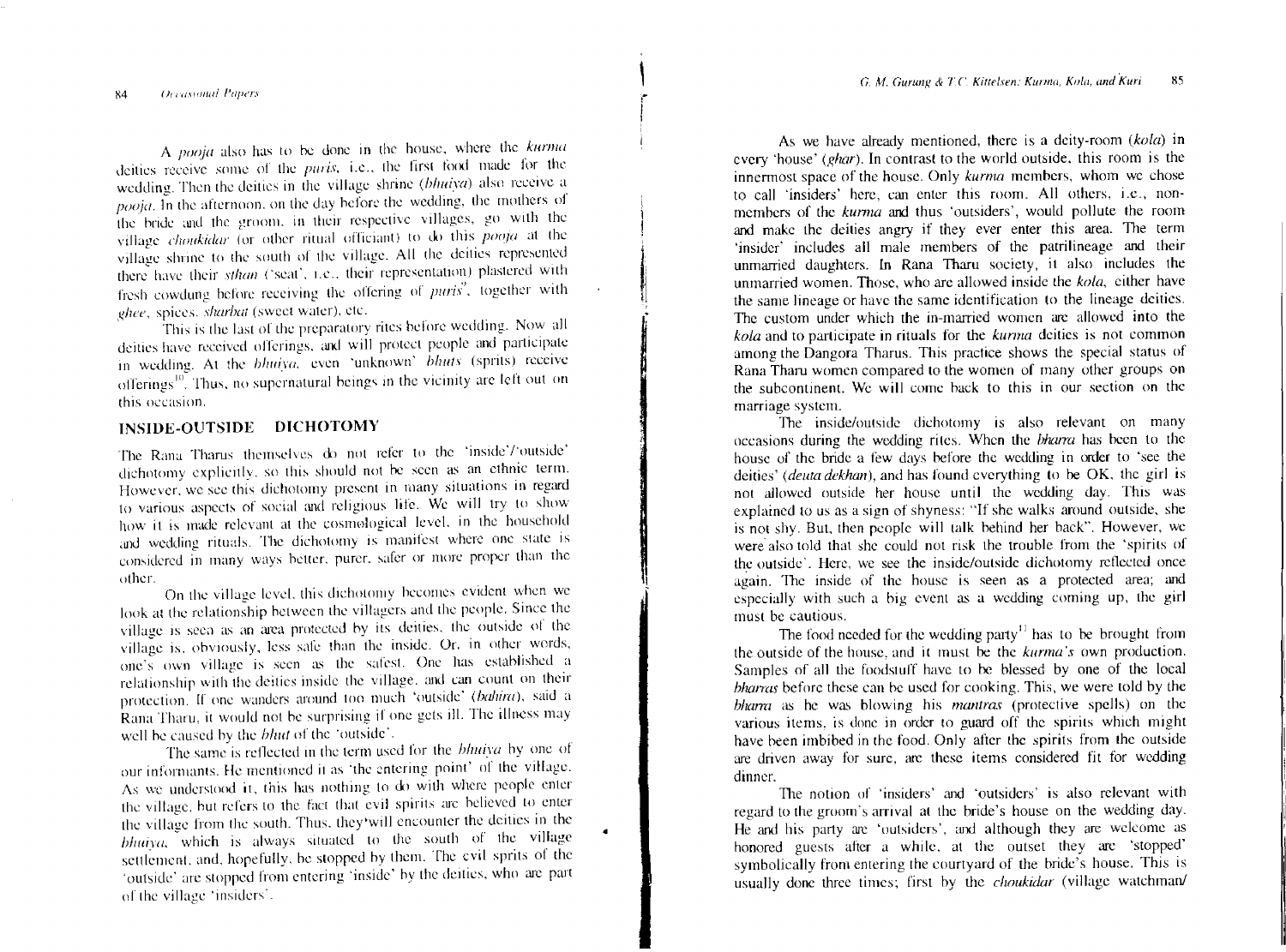A *pooja* also has to be done in the house, where the *kurma* deities receive some of the *puris*, i.e., the first food made for the wedding. Then the deities in the village shrine (*bhuiya*) also receive a *pooja*. In the afternoon, on the day before the wedding, the mothers of the bride and the groom, in their respective villages, go with the village *choukidar* (or other ritual officiant) to do this *pooja* at the village shrine to the south of the village. All the deities represented there have their *sthan* ('seat', i.e., their representation) plastered with fresh cowdung before receiving the offering of *puris*[9], together with *ghee*, spices, *sharbat* (sweet water), etc.

This is the last of the preparatory rites before wedding. Now all deities have received offerings, and will protect people and participate in wedding. At the *bhuiya*, even 'unknown' *bhuts* (sprits) receive offerings[10]. Thus, no supernatural beings in the vicinity are left out on this occasion.

## INSIDE-OUTSIDE DICHOTOMY

The Rana Tharus themselves do not refer to the 'inside'/'outside' dichotomy explicitly, so this should not be seen as an ethnic term. However, we see this dichotomy present in many situations in regard to various aspects of social and religious life. We will try to show how it is made relevant at the cosmological level, in the household and wedding rituals. The dichotomy is manifest where one state is considered in many ways better, purer, safer or more proper than the other.

On the village level, this dichotomy becomes evident when we look at the relationship between the villagers and the people. Since the village is seen as an area protected by its deities, the outside of the village is, obviously, less safe than the inside. Or, in other words, one's own village is seen as the safest. One has established a relationship with the deities inside the village, and can count on their protection. If one wanders around too much 'outside' (*bahira*), said a Rana Tharu, it would not be surprising if one gets ill. The illness may well be caused by the *bhut* of the 'outside'.

The same is reflected in the term used for the *bhuiya* by one of our informants. He mentioned it as 'the entering point' of the village. As we understood it, this has nothing to do with where people enter the village, but refers to the fact that evil spirits are believed to enter the village from the south. Thus, they will encounter the deities in the *bhuiya*, which is always situated to the south of the village settlement, and, hopefully, be stopped by them. The evil sprits of the 'outside' are stopped from entering 'inside' by the deities, who are part of the village 'insiders'.

As we have already mentioned, there is a deity-room (*kola*) in every 'house' (*ghar*). In contrast to the world outside, this room is the innermost space of the house. Only *kurma* members, whom we chose to call 'insiders' here, can enter this room. All others, i.e., non-members of the *kurma* and thus 'outsiders', would pollute the room and make the deities angry if they ever enter this area. The term 'insider' includes all male members of the patrilineage and their unmarried daughters. In Rana Tharu society, it also includes the unmarried women. Those, who are allowed inside the *kola*, either have the same lineage or have the same identification to the lineage deities. The custom under which the in-married women are allowed into the *kola* and to participate in rituals for the *kurma* deities is not common among the Dangora Tharus. This practice shows the special status of Rana Tharu women compared to the women of many other groups on the subcontinent. We will come back to this in our section on the marriage system.

The inside/outside dichotomy is also relevant on many occasions during the wedding rites. When the *bharra* has been to the house of the bride a few days before the wedding in order to 'see the deities' (*deuta dekhan*), and has found everything to be OK, the girl is not allowed outside her house until the wedding day. This was explained to us as a sign of shyness: "If she walks around outside, she is not shy. But, then people will talk behind her back". However, we were also told that she could not risk the trouble from the 'spirits of the outside'. Here, we see the inside/outside dichotomy reflected once again. The inside of the house is seen as a protected area; and especially with such a big event as a wedding coming up, the girl must be cautious.

The food needed for the wedding party[11] has to be brought from the outside of the house, and it must be the *kurma's* own production. Samples of all the foodstuff have to be blessed by one of the local *bharras* before these can be used for cooking. This, we were told by the *bharra* as he was blowing his *mantras* (protective spells) on the various items, is done in order to guard off the spirits which might have been imbibed in the food. Only after the spirits from the outside are driven away for sure, are these items considered fit for wedding dinner.

The notion of 'insiders' and 'outsiders' is also relevant with regard to the groom's arrival at the bride's house on the wedding day. He and his party are 'outsiders', and although they are welcome as honored guests after a while, at the outset they are 'stopped' symbolically from entering the courtyard of the bride's house. This is usually done three times; first by the *choukidar* (village watchman/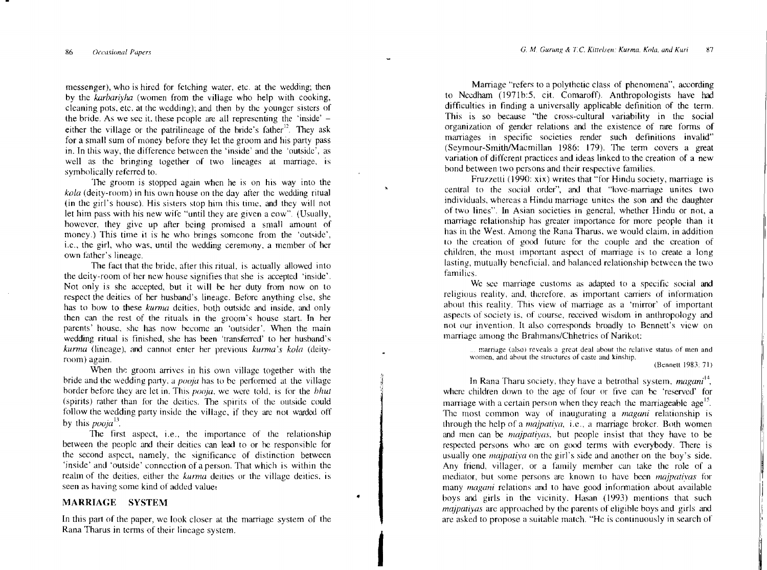messenger), who is hired for fetching water, etc. at the wedding; then by the *karbariyha* (women from the village who help with cooking, cleaning pots, etc. at the wedding); and then by the younger sisters of the bride. As we see it, these people are all representing the 'inside' – either the village or the patrilineage of the bride's father[12]. They ask for a small sum of money before they let the groom and his party pass in. In this way, the difference between the 'inside' and the 'outside', as well as the bringing together of two lineages at marriage, is symbolically referred to.

The groom is stopped again when he is on his way into the *kola* (deity-room) in his own house on the day after the wedding ritual (in the girl's house). His sisters stop him this time, and they will not let him pass with his new wife "until they are given a cow". (Usually, however, they give up after being promised a small amount of money.) This time it is he who brings someone from the 'outside', i.e., the girl, who was, until the wedding ceremony, a member of her own father's lineage.

The fact that the bride, after this ritual, is actually allowed into the deity-room of her new house signifies that she is accepted 'inside'. Not only is she accepted, but it will be her duty from now on to respect the deities of her husband's lineage. Before anything else, she has to bow to these *kurma* deities, both outside and inside, and only then can the rest of the rituals in the groom's house start. In her parents' house, she has now become an 'outsider'. When the main wedding ritual is finished, she has been 'transferred' to her husband's *kurma* (lineage), and cannot enter her previous *kurma's kola* (deity-room) again.

When the groom arrives in his own village together with the bride and the wedding party, a *pooja* has to be performed at the village border before they are let in. This *pooja*, we were told, is for the *bhut* (spirits) rather than for the deities. The spirits of the outside could follow the wedding party inside the village, if they are not warded off by this *pooja*[13].

The first aspect, i.e., the importance of the relationship between the people and their deities can lead to or be responsible for the second aspect, namely, the significance of distinction between 'inside' and 'outside' connection of a person. That which is within the realm of the deities, either the *kurma* deities or the village deities, is seen as having some kind of added value.

## MARRIAGE SYSTEM

In this part of the paper, we look closer at the marriage system of the Rana Tharus in terms of their lineage system.

Marriage "refers to a polythetic class of phenomena", according to Needham (1971b:5, cit. Comaroff). Anthropologists have had difficulties in finding a universally applicable definition of the term. This is so because "the cross-cultural variability in the social organization of gender relations and the existence of rare forms of marriages in specific societies render such definitions invalid" (Seymour-Smith/Macmillan 1986: 179). The term covers a great variation of different practices and ideas linked to the creation of a new bond between two persons and their respective families.

Fruzzetti (1990: xix) writes that "for Hindu society, marriage is central to the social order", and that "love-marriage unites two individuals, whereas a Hindu marriage unites the son and the daughter of two lines". In Asian societies in general, whether Hindu or not, a marriage relationship has greater importance for more people than it has in the West. Among the Rana Tharus, we would claim, in addition to the creation of good future for the couple and the creation of children, the most important aspect of marriage is to create a long lasting, mutually beneficial, and balanced relationship between the two families.

We see marriage customs as adapted to a specific social and religious reality, and, therefore, as important carriers of information about this reality. This view of marriage as a 'mirror' of important aspects of society is, of course, received wisdom in anthropology and not our invention. It also corresponds broadly to Bennett's view on marriage among the Brahmans/Chhetries of Narikot:

> ... marriage (also) reveals a great deal about the relative status of men and women, and about the structures of caste and kinship.
>
> (Bennett 1983: 71)

In Rana Tharu society, they have a betrothal system, *magani*[14], where children down to the age of four or five can be 'reserved' for marriage with a certain person when they reach the marriageable age[15]. The most common way of inaugurating a *magani* relationship is through the help of a *majpatiya*, i.e., a marriage broker. Both women and men can be *majpatiyas*, but people insist that they have to be respected persons who are on good terms with everybody. There is usually one *majpatiya* on the girl's side and another on the boy's side. Any friend, villager, or a family member can take the role of a mediator, but some persons are known to have been *majpatiyas* for many *magani* relations and to have good information about available boys and girls in the vicinity. Hasan (1993) mentions that such *majpatiyas* are approached by the parents of eligible boys and girls and are asked to propose a suitable match. "He is continuously in search of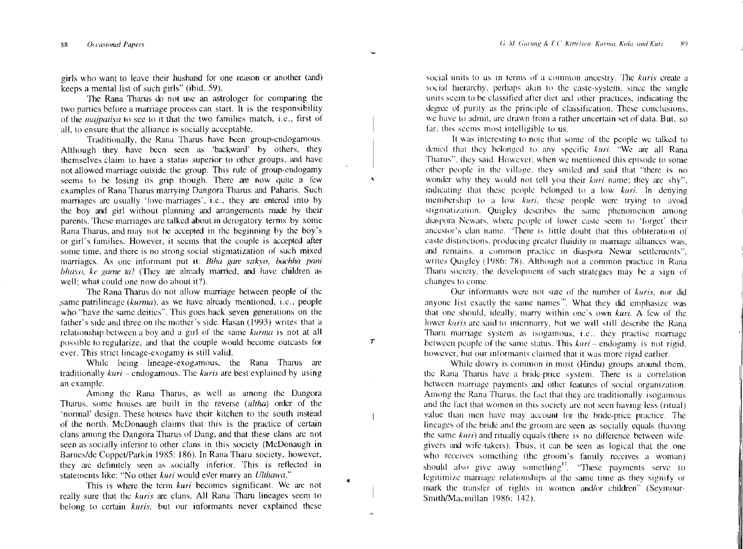girls who want to leave their husband for one reason or another (and) keeps a mental list of such girls" (ibid. 59).

The Rana Tharus do not use an astrologer for comparing the two parties before a marriage process can start. It is the responsibility of the *majpatiya* to see to it that the two families match, i.e., first of all, to ensure that the alliance is socially acceptable.

Traditionally, the Rana Tharus have been group-endogamous. Although they have been seen as 'backward' by others, they themselves claim to have a status superior to other groups, and have not allowed marriage outside the group. This rule of group-endogamy seems to be losing its grip though. There are now quite a few examples of Rana Tharus marrying Dangora Tharus and Paharis. Such marriages are usually 'love-marriages', i.e., they are entered into by the boy and girl without planning and arrangements made by their parents. These marriages are talked about in derogatory terms by some Rana Tharus, and may not be accepted in the beginning by the boy's or girl's families. However, it seems that the couple is accepted after some time, and there is no strong social stigmatization of such mixed marriages. As one informant put it: *Biha gare sakyo, bachha pani bhayo, ke garne ta*? (They are already married, and have children as well; what could one now do about it?).

The Rana Tharus do not allow marriage between people of the same patrilineage (*kurma*), as we have already mentioned, i.e., people who "have the same deities". This goes back seven generations on the father's side and three on the mother's side. Hasan (1993) writes that a relationship between a boy and a girl of the same *kurma* is not at all possible to regularize, and that the couple would become outcasts for ever. This strict lineage-exogamy is still valid.

While being lineage-exogamous, the Rana Tharus are traditionally *kuri* – endogamous. The *kuris* are best explained by using an example.

Among the Rana Tharus, as well as among the Dangora Tharus, some houses are built in the reverse (*ultha*) order of the 'normal' design. These houses have their kitchen to the south instead of the north. McDonaugh claims that this is the practice of certain clans among the Dangora Tharus of Dang, and that these clans are not seen as socially inferior to other clans in this society (McDonaugh in Barnes/de Coppet/Parkin 1985: 186). In Rana Tharu society, however, they are definitely seen as socially inferior. This is reflected in statements like: "No other *kuri* would ever marry an *Ulthawa*."

This is where the term *kuri* becomes significant. We are not really sure that the *kuris* are clans. All Rana Tharu lineages seem to belong to certain *kuris*, but our informants never explained these social units to us in terms of a common ancestry. The *kuris* create a social hierarchy, perhaps akin to the caste-system, since the single units seem to be classified after diet and other practices, indicating the degree of purity as the principle of classification. These conclusions, we have to admit, are drawn from a rather uncertain set of data. But, so far, this seems most intelligible to us.

It was interesting to note that some of the people we talked to denied that they belonged to any specific *kuri*. "We are all Rana Tharus", they said. However, when we mentioned this episode to some other people in the village, they smiled and said that "there is no wonder why they would not tell you their *kuri* name; they are shy", indicating that these people belonged to a low *kuri*. In denying membership to a low *kuri*, these people were trying to avoid stigmatization. Quigley describes the same phenomenon among diaspora Newars, where people of lower caste seem to 'forget' their ancestor's clan name. "There is little doubt that this obliteration of caste distinctions, producing greater fluidity in marriage alliances was, and remains, a common practice in diaspora Newar settlements", writes Quigley (1986: 78). Although not a common practice in Rana Tharu society, the development of such strategies may be a sign of changes to come.

Our informants were not sure of the number of *kuris*, nor did anyone list exactly the same names[16]. What they did emphasize was that one should, ideally, marry within one's own *kuri*. A few of the lower *kuris* are said to intermarry, but we will still describe the Rana Tharu marriage system as isogamous, i.e., they practise marriage between people of the same status. This *kuri* – endogamy is not rigid, however, but our informants claimed that it was more rigid earlier.

While dowry is common in most (Hindu) groups around them, the Rana Tharus have a bride-price system. There is a correlation between marriage payments and other features of social organization. Among the Rana Tharus, the fact that they are traditionally isogamous and the fact that women in this society are not seen having less (ritual) value than men have may account for the bride-price practice. The lineages of the bride and the groom are seen as socially equals (having the same *kuri*) and ritually equals (there is no difference between wife-givers and wife-takers). Thus, it can be seen as logical that the one who receives something (the groom's family receives a woman) should also give away something[17]. "These payments serve to legitimize marriage relationships at the same time as they signify or mark the transfer of rights in women and/or children" (Seymour-Smith/Macmillan 1986: 142).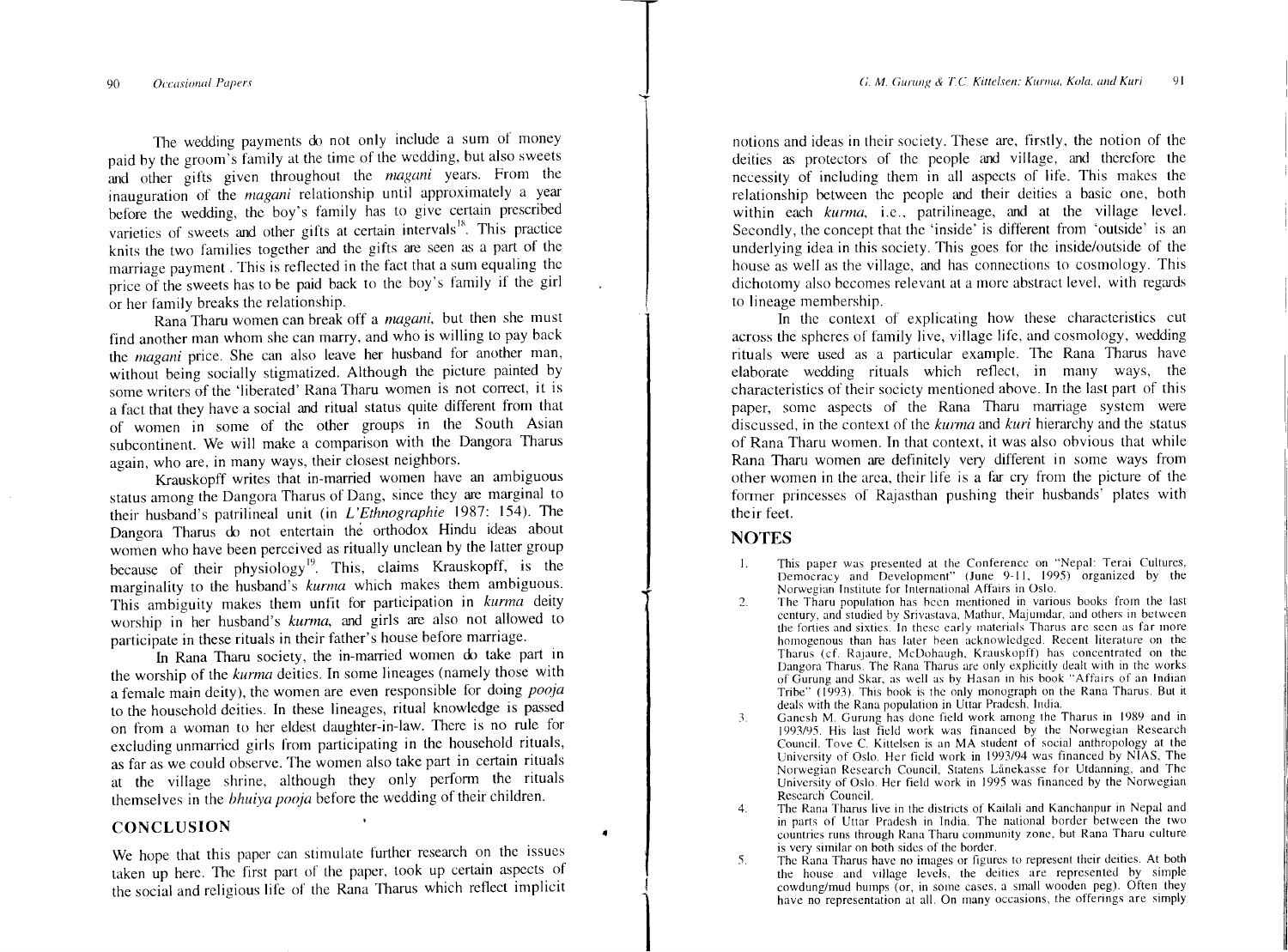The wedding payments do not only include a sum of money paid by the groom's family at the time of the wedding, but also sweets and other gifts given throughout the *magani* years. From the inauguration of the *magani* relationship until approximately a year before the wedding, the boy's family has to give certain prescribed varieties of sweets and other gifts at certain intervals[18]. This practice knits the two families together and the gifts are seen as a part of the marriage payment . This is reflected in the fact that a sum equaling the price of the sweets has to be paid back to the boy's family if the girl or her family breaks the relationship.

Rana Tharu women can break off a *magani*, but then she must find another man whom she can marry, and who is willing to pay back the *magani* price. She can also leave her husband for another man, without being socially stigmatized. Although the picture painted by some writers of the 'liberated' Rana Tharu women is not correct, it is a fact that they have a social and ritual status quite different from that of women in some of the other groups in the South Asian subcontinent. We will make a comparison with the Dangora Tharus again, who are, in many ways, their closest neighbors.

Krauskopff writes that in-married women have an ambiguous status among the Dangora Tharus of Dang, since they are marginal to their husband's patrilineal unit (in *L'Ethnographie* 1987: 154). The Dangora Tharus do not entertain the orthodox Hindu ideas about women who have been perceived as ritually unclean by the latter group because of their physiology[19]. This, claims Krauskopff, is the marginality to the husband's *kurma* which makes them ambiguous. This ambiguity makes them unfit for participation in *kurma* deity worship in her husband's *kurma*, and girls are also not allowed to participate in these rituals in their father's house before marriage.

In Rana Tharu society, the in-married women do take part in the worship of the *kurma* deities. In some lineages (namely those with a female main deity), the women are even responsible for doing *pooja* to the household deities. In these lineages, ritual knowledge is passed on from a woman to her eldest daughter-in-law. There is no rule for excluding unmarried girls from participating in the household rituals, as far as we could observe. The women also take part in certain rituals at the village shrine, although they only perform the rituals themselves in the *bhuiya pooja* before the wedding of their children.

## CONCLUSION

We hope that this paper can stimulate further research on the issues taken up here. The first part of the paper, took up certain aspects of the social and religious life of the Rana Tharus which reflect implicit notions and ideas in their society. These are, firstly, the notion of the deities as protectors of the people and village, and therefore the necessity of including them in all aspects of life. This makes the relationship between the people and their deities a basic one, both within each *kurma*, i.e., patrilineage, and at the village level. Secondly, the concept that the 'inside' is different from 'outside' is an underlying idea in this society. This goes for the inside/outside of the house as well as the village, and has connections to cosmology. This dichotomy also becomes relevant at a more abstract level, with regards to lineage membership.

In the context of explicating how these characteristics cut across the spheres of family live, village life, and cosmology, wedding rituals were used as a particular example. The Rana Tharus have elaborate wedding rituals which reflect, in many ways, the characteristics of their society mentioned above. In the last part of this paper, some aspects of the Rana Tharu marriage system were discussed, in the context of the *kurma* and *kuri* hierarchy and the status of Rana Tharu women. In that context, it was also obvious that while Rana Tharu women are definitely very different in some ways from other women in the area, their life is a far cry from the picture of the former princesses of Rajasthan pushing their husbands' plates with their feet.

## NOTES

1. This paper was presented at the Conference on "Nepal: Terai Cultures, Democracy and Development" (June 9-11, 1995) organized by the Norwegian Institute for International Affairs in Oslo.
2. The Tharu population has been mentioned in various books from the last century, and studied by Srivastava, Mathur, Majumdar, and others in between the forties and sixties. In these early materials Tharus are seen as far more homogenous than has later been acknowledged. Recent literature on the Tharus (cf. Rajaure, McDohaugh, Krauskopff) has concentrated on the Dangora Tharus. The Rana Tharus are only explicitly dealt with in the works of Gurung and Skar, as well as by Hasan in his book "Affairs of an Indian Tribe" (1993). This book is the only monograph on the Rana Tharus. But it deals with the Rana population in Uttar Pradesh, India.
3. Ganesh M. Gurung has done field work among the Tharus in 1989 and in 1993/95. His last field work was financed by the Norwegian Research Council. Tove C. Kittelsen is an MA student of social anthropology at the University of Oslo. Her field work in 1993/94 was financed by NIAS, The Norwegian Research Council, Statens Lånekasse for Utdanning, and The University of Oslo. Her field work in 1995 was financed by the Norwegian Research Council.
4. The Rana Tharus live in the districts of Kailali and Kanchanpur in Nepal and in parts of Uttar Pradesh in India. The national border between the two countries runs through Rana Tharu community zone, but Rana Tharu culture is very similar on both sides of the border.
5. The Rana Tharus have no images or figures to represent their deities. At both the house and village levels, the deities are represented by simple cowdung/mud bumps (or, in some cases, a small wooden peg). Often they have no representation at all. On many occasions, the offerings are simply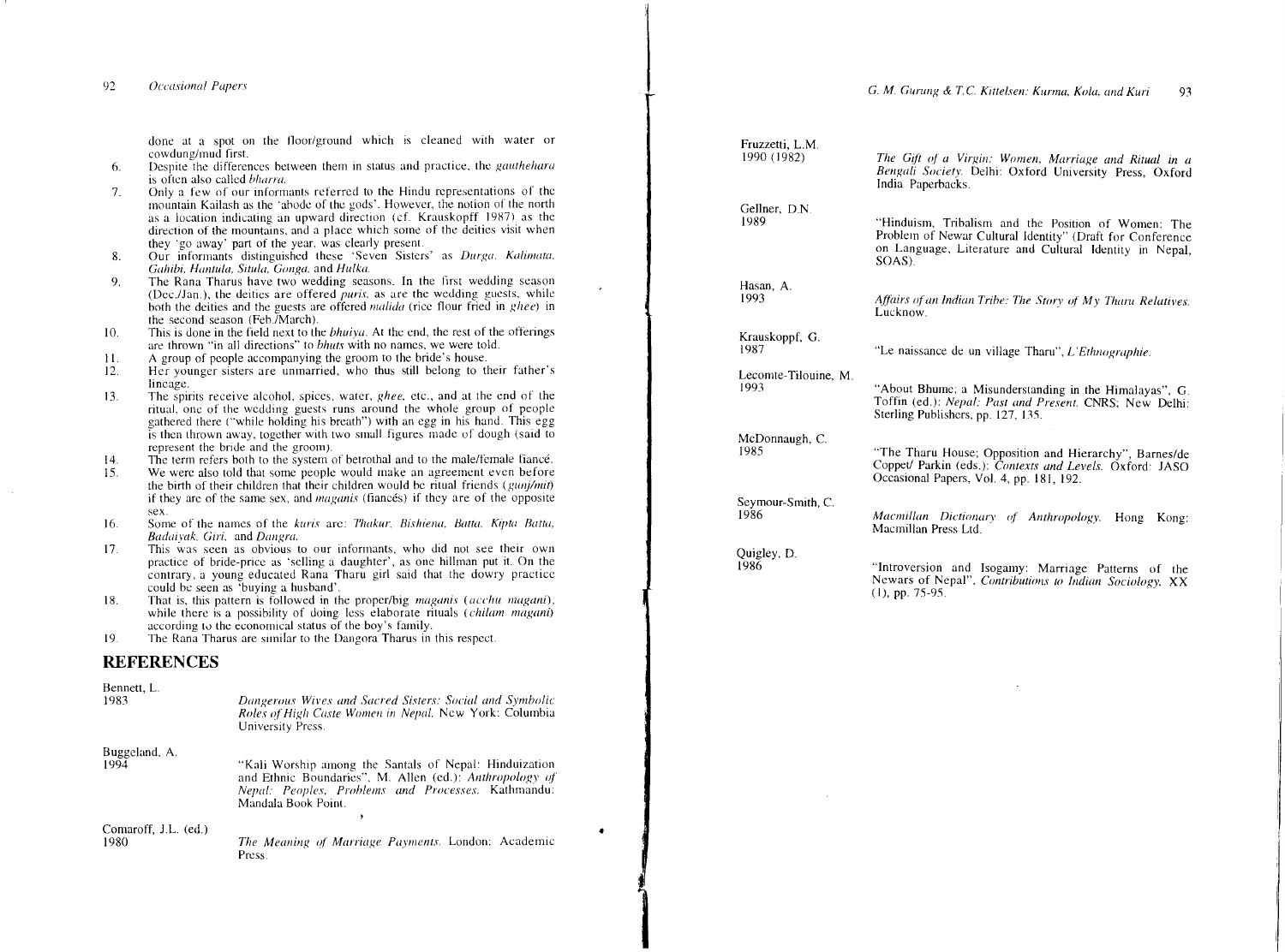done at a spot on the floor/ground which is cleaned with water or cowdung/mud first.

6. Despite the differences between them in status and practice, the *gauthehara* is often also called *bharra*.
7. Only a few of our informants referred to the Hindu representations of the mountain Kailash as the 'abode of the gods'. However, the notion of the north as a location indicating an upward direction (cf. Krauskopff 1987) as the direction of the mountains, and a place which some of the deities visit when they 'go away' part of the year, was clearly present.
8. Our informants distinguished these 'Seven Sisters' as *Durga, Kalimata, Gahibi, Hantula, Situla, Gonga,* and *Hulka.*
9. The Rana Tharus have two wedding seasons. In the first wedding season (Dec./Jan.), the deities are offered *puris*, as are the wedding guests, while both the deities and the guests are offered *malida* (rice flour fried in *ghee*) in the second season (Feb./March).
10. This is done in the field next to the *bhuiya*. At the end, the rest of the offerings are thrown "in all directions" to *bhuts* with no names, we were told.
11. A group of people accompanying the groom to the bride's house.
12. Her younger sisters are unmarried, who thus still belong to their father's lineage.
13. The spirits receive alcohol, spices, water, *ghee*, etc., and at the end of the ritual, one of the wedding guests runs around the whole group of people gathered there ("while holding his breath") with an egg in his hand. This egg is then thrown away, together with two small figures made of dough (said to represent the bride and the groom).
14. The term refers both to the system of betrothal and to the male/female fiancé.
15. We were also told that some people would make an agreement even before the birth of their children that their children would be ritual friends (*guuj/mit*) if they are of the same sex, and *maganis* (fiancés) if they are of the opposite sex.
16. Some of the names of the *kuris* are: *Thakur, Bishiena, Batta, Kipta Batta, Badaiyak, Giri,* and *Dangra.*
17. This was seen as obvious to our informants, who did not see their own practice of bride-price as 'selling a daughter', as one hillman put it. On the contrary, a young educated Rana Tharu girl said that the dowry practice could be seen as 'buying a husband'.
18. That is, this pattern is followed in the proper/big *maganis* (*acchu magani*), while there is a possibility of doing less elaborate rituals (*chilam magani*) according to the economical status of the boy's family.
19. The Rana Tharus are similar to the Dangora Tharus in this respect.

## REFERENCES

Bennett, L.
1983 — *Dangerous Wives and Sacred Sisters: Social and Symbolic Roles of High Caste Women in Nepal.* New York: Columbia University Press.

Buggeland, A.
1994 — "Kali Worship among the Santals of Nepal: Hinduization and Ethnic Boundaries", M. Allen (ed.): *Anthropology of Nepal: Peoples, Problems and Processes.* Kathmandu: Mandala Book Point.

Comaroff, J.L. (ed.)
1980 — *The Meaning of Marriage Payments.* London: Academic Press.

Fruzzetti, L.M.
1990 (1982) — *The Gift of a Virgin: Women, Marriage and Ritual in a Bengali Society.* Delhi: Oxford University Press, Oxford India Paperbacks.

Gellner, D.N.
1989 — "Hinduism, Tribalism and the Position of Women: The Problem of Newar Cultural Identity" (Draft for Conference on Language, Literature and Cultural Identity in Nepal, SOAS).

Hasan, A.
1993 — *Affairs of an Indian Tribe: The Story of My Tharu Relatives.* Lucknow.

Krauskoppf, G.
1987 — "Le naissance de un village Tharu", *L'Ethnographie.*

Lecomte-Tilouine, M.
1993 — "About Bhume; a Misunderstanding in the Himalayas", G. Toffin (ed.): *Nepal: Past and Present.* CNRS; New Delhi: Sterling Publishers, pp. 127, 135.

McDonnaugh, C.
1985 — "The Tharu House; Opposition and Hierarchy", Barnes/de Coppet/ Parkin (eds.): *Contexts and Levels.* Oxford: JASO Occasional Papers, Vol. 4, pp. 181, 192.

Seymour-Smith, C.
1986 — *Macmillan Dictionary of Anthropology.* Hong Kong: Macmillan Press Ltd.

Quigley, D.
1986 — "Introversion and Isogamy: Marriage Patterns of the Newars of Nepal", *Contributions to Indian Sociology,* XX (1), pp. 75-95.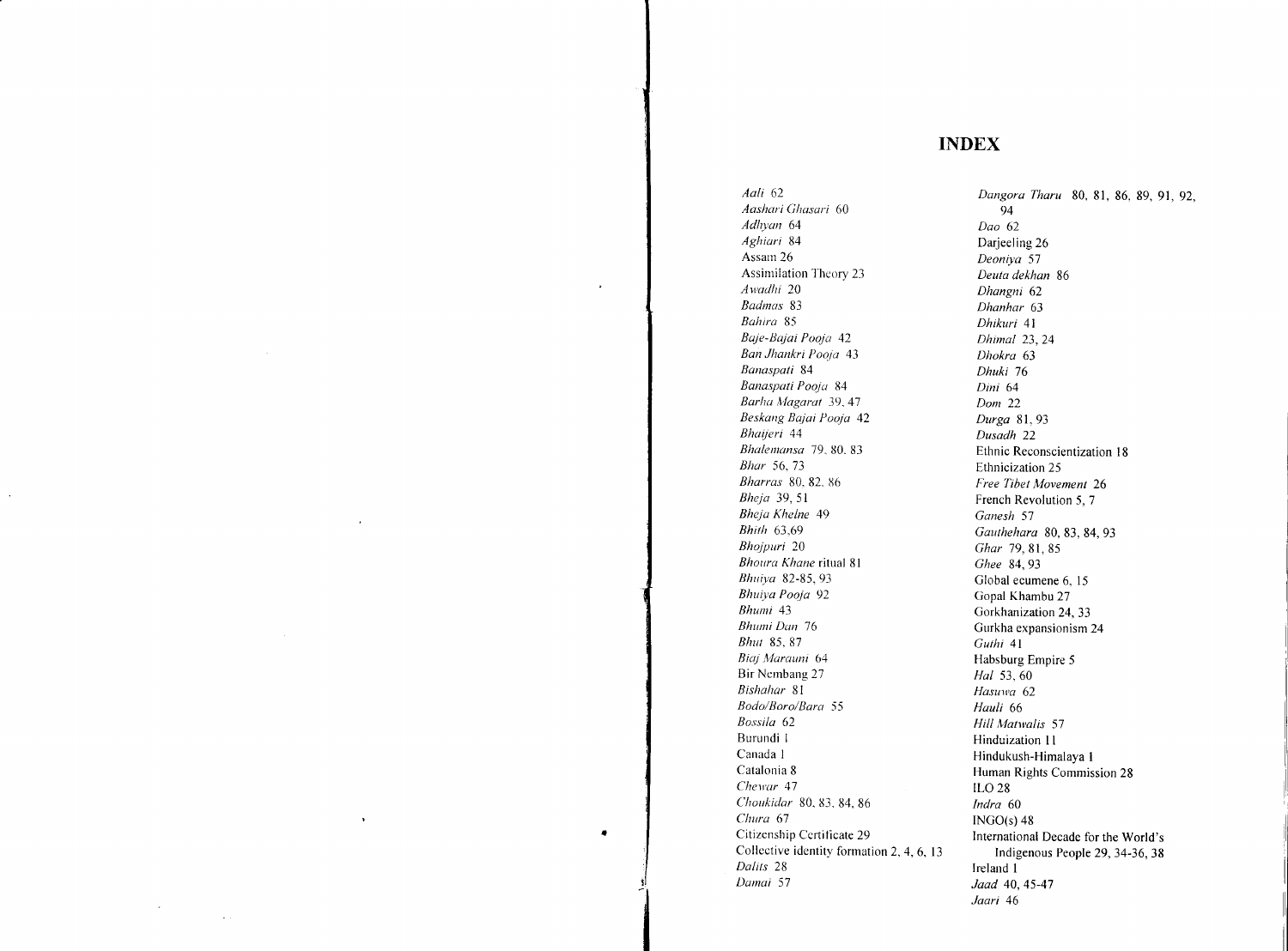# INDEX

*Aali* 62
*Aashari Ghasari* 60
*Adhyan* 64
*Aghiari* 84
Assam 26
Assimilation Theory 23
*Awadhi* 20
*Badmas* 83
*Bahira* 85
*Baje-Bajai Pooja* 42
*Ban Jhankri Pooja* 43
*Banaspati* 84
*Banaspati Pooja* 84
*Barha Magarat* 39, 47
*Beskang Bajai Pooja* 42
*Bhaijeri* 44
*Bhalemansa* 79, 80, 83
*Bhar* 56, 73
*Bharras* 80, 82, 86
*Bheja* 39, 51
*Bheja Khelne* 49
*Bhith* 63,69
*Bhojpuri* 20
*Bhoura Khane* ritual 81
*Bhuiya* 82-85, 93
*Bhuiya Pooja* 92
*Bhumi* 43
*Bhumi Dan* 76
*Bhut* 85, 87
*Biaj Marauni* 64
Bir Nembang 27
*Bishahar* 81
*Bodo/Boro/Bara* 55
*Bossila* 62
Burundi 1
Canada 1
Catalonia 8
*Chewar* 47
*Choukidar* 80, 83, 84, 86
*Chura* 67
Citizenship Certificate 29
Collective identity formation 2, 4, 6, 13
*Dalits* 28
*Damai* 57
*Dangora Tharu* 80, 81, 86, 89, 91, 92, 94
*Dao* 62
Darjeeling 26
*Deoniya* 57
*Deuta dekhan* 86
*Dhangni* 62
*Dhanhar* 63
*Dhikuri* 41
*Dhimal* 23, 24
*Dhokra* 63
*Dhuki* 76
*Dini* 64
*Dom* 22
*Durga* 81, 93
*Dusadh* 22
Ethnic Reconscientization 18
Ethnicization 25
*Free Tibet Movement* 26
French Revolution 5, 7
*Ganesh* 57
*Gauthehara* 80, 83, 84, 93
*Ghar* 79, 81, 85
*Ghee* 84, 93
Global ecumene 6, 15
Gopal Khambu 27
Gorkhanization 24, 33
Gurkha expansionism 24
*Guthi* 41
Habsburg Empire 5
*Hal* 53, 60
*Hasuwa* 62
*Hauli* 66
*Hill Matwalis* 57
Hinduization 11
Hindukush-Himalaya 1
Human Rights Commission 28
ILO 28
*Indra* 60
INGO(s) 48
International Decade for the World's Indigenous People 29, 34-36, 38
Ireland 1
*Jaad* 40, 45-47
*Jaari* 46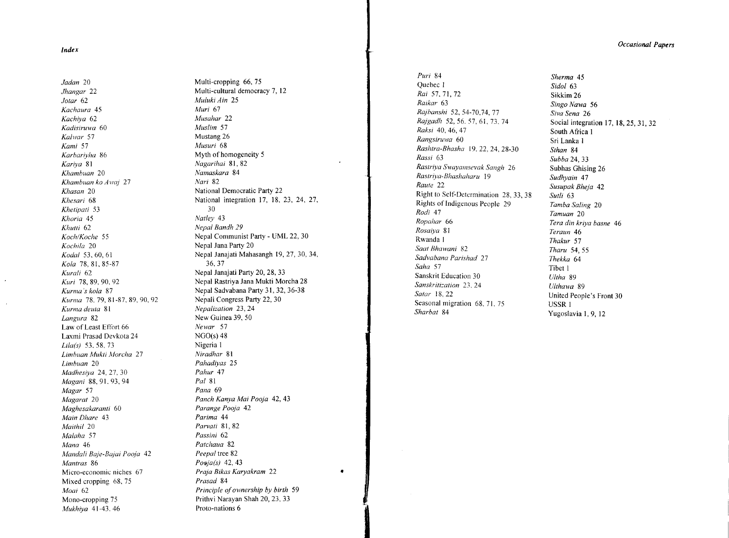Jadan 20
Jhangar 22
Jotar 62
Kachaura 45
Kachiya 62
Kadisiruwa 60
Kalwar 57
Kami 57
Karbariyha 86
Kariya 81
Khambuan 20
Khambuan ko Awaj 27
Khasan 20
Khesari 68
Khetipati 53
Khoria 45
Khutti 62
Koch/Koche 55
Kochila 20
Kodal 53, 60, 61
Kola 78, 81, 85-87
Kurali 62
Kuri 78, 89, 90, 92
Kurma's kola 87
Kurma 78, 79, 81-87, 89, 90, 92
Kurma deuta 81
Langura 82
Law of Least Effort 66
Laxmi Prasad Devkota 24
Lila(s) 53, 58, 73
Limbuan Mukti Morcha 27
Limbuan 20
Madhesiya 24, 27, 30
Magani 88, 91, 93, 94
Magar 57
Magarat 20
Maghesakaranti 60
Main Dhare 43
Maithil 20
Malaha 57
Mana 46
Mandali Baje-Bajai Pooja 42
Mantras 86
Micro-economic niches 67
Mixed cropping 68, 75
Moai 62
Mono-cropping 75
Mukhiya 41-43, 46
Multi-cropping 66, 75
Multi-cultural democracy 7, 12
Muluki Ain 25
Muri 67
Musahar 22
Muslim 57
Mustang 26
Musuri 68
Myth of homogeneity 5
Nagarihai 81, 82
Namaskara 84
Nari 82
National Democratic Party 22
National integration 17, 18, 23, 24, 27, 30
Natley 43
Nepal Bandh 29
Nepal Communist Party - UML 22, 30
Nepal Jana Party 20
Nepal Janajati Mahasangh 19, 27, 30, 34, 36, 37
Nepal Janajati Party 20, 28, 33
Nepal Rastriya Jana Mukti Morcha 28
Nepal Sadvabana Party 31, 32, 36-38
Nepali Congress Party 22, 30
Nepalization 23, 24
New Guinea 39, 50
Newar 57
NGO(s) 48
Nigeria 1
Niradhar 81
Pahadiyas 25
Pahur 47
Pal 81
Pana 69
Panch Kanya Mai Pooja 42, 43
Parange Pooja 42
Parima 44
Parvati 81, 82
Passini 62
Patchaua 82
Peepal tree 82
Pooja(s) 42, 43
Praja Bikas Karyakram 22
Prasad 84
Principle of ownership by birth 59
Prithvi Narayan Shah 20, 23, 33
Proto-nations 6
Puri 84
Quebec 1
Rai 57, 71, 72
Raikar 63
Rajbanshi 52, 54-70, 74, 77
Rajgadh 52, 56, 57, 61, 73, 74
Raksi 40, 46, 47
Rangsiruwa 60
Rashtra-Bhasha 19, 22, 24, 28-30
Rassi 63
Rastriya Swayamsevak Sangh 26
Rastriya-Bhashaharu 19
Raute 22
Right to Self-Determination 28, 33, 38
Rights of Indigenous People 29
Rodi 47
Ropahar 66
Rosaiya 81
Rwanda 1
Saat Bhawani 82
Sadvabana Parishad 27
Saha 57
Sanskrit Education 30
Sanskritization 23, 24
Satar 18, 22
Seasonal migration 68, 71, 75
Sharbat 84
Sherma 45
Sidol 63
Sikkim 26
Singo Nawa 56
Siva Sena 26
Social integration 17, 18, 25, 31, 32
South Africa 1
Sri Lanka 1
Sthan 84
Subba 24, 33
Subhas Ghising 26
Sudhyain 47
Susupak Bheja 42
Sutli 63
Tamba Saling 20
Tamuan 20
Tera din kriya basne 46
Teraun 46
Thakur 57
Tharu 54, 55
Thekka 64
Tibet 1
Ultha 89
Ulthawa 89
United People's Front 30
USSR 1
Yugoslavia 1, 9, 12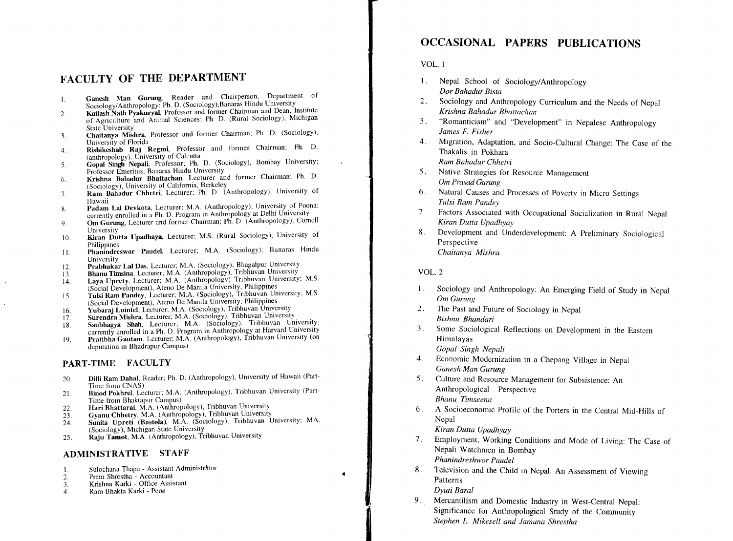## FACULTY OF THE DEPARTMENT

1. **Ganesh Man Gurung**, Reader and Chairperson, Department of Sociology/Anthropology; Ph. D. (Sociology),Banaras Hindu University
2. **Kailash Nath Pyakuryal**, Professor and former Chairman and Dean, Institute of Agriculture and Animal Sciences; Ph. D. (Rural Sociology), Michigan State University
3. **Chaitanya Mishra**, Professor and former Chairman; Ph. D. (Sociology), University of Florida
4. **Rishikeshab Raj Regmi**, Professor and former Chairman; Ph. D. (anthropology), University of Calcutta
5. **Gopal Singh Nepali**, Professor; Ph. D. (Sociology), Bombay University; Professor Emeritus, Banaras Hindu University
6. **Krishna Bahadur Bhattachan**, Lecturer and former Chairman; Ph. D. (Sociology), University of California, Berkeley
7. **Ram Bahadur Chhetri**, Lecturer; Ph. D. (Anthropology), University of Hawaii
8. **Padam Lal Devkota**, Lecturer; M.A. (Anthropology), University of Poona; currently enrolled in a Ph. D. Program in Anthropology at Delhi University
9. **Om Gurung**, Lecturer and former Chairman; Ph. D. (Anthropology), Cornell University
10. **Kiran Dutta Upadhaya**, Lecturer; M.S. (Rural Sociology), University of Philippines
11. **Phanindreswor Paudel**, Lecturer; M.A. (Sociology): Banaras Hindu University
12. **Prabhakar Lal Das**, Lecturer; M.A. (Sociology); Bhagalpur University
13. **Bhanu Timsina**, Lecturer; M.A. (Anthropology), Tribhuvan University
14. **Laya Uprety**, Lecturer; M.A. (Anthropology) Tribhuvan University; M.S. (Social Development), Ateno De Manila University, Philippines
15. **Tulsi Ram Pandey**, Lecturer; M.A. (Sociology), Tribhuvan University; M.S. (Social Development), Ateno De Manila University, Philippines
16. **Yubaraj Luintel**, Lecturer; M.A. (Sociology), Tribhuvan University
17. **Surendra Mishra**, Lecturer; M.A. (Sociology), Tribhuvan University
18. **Saubhagya Shah**, Lecturer; M.A. (Sociology), Tribhuvan University; currently enrolled in a Ph. D. Program in Anthropology at Harvard University
19. **Pratibha Gautam**, Lecturer; M.A. (Anthropology), Tribhuvan University (on deputation in Bhadrapur Campus)

## PART-TIME FACULTY

20. **Dilli Ram Dahal**, Reader; Ph. D. (Anthropology), University of Hawaii (Part-Time from CNAS)
21. **Binod Pokhrel**, Lecturer; M.A. (Anthropology), Tribhuvan University (Part-Time from Bhaktapur Campus)
22. **Hari Bhattarai**, M.A. (Anthropology), Tribhuvan University
23. **Gyanu Chhetry**, M.A. (Anthropology), Tribhuvan University
24. **Sunita Upreti (Bastola)**, M.A. (Sociology), Tribhuvan University; MA. (Sociology), Michigan State University
25. **Raju Tamot**, M.A. (Anthropology), Tribhuvan University

## ADMINISTRATIVE STAFF

1. Sulochana Thapa - Assistant Administrator
2. Prem Shrestha - Accountant
3. Krishna Karki - Office Assistant
4. Ram Bhakta Karki - Peon

## OCCASIONAL PAPERS PUBLICATIONS

VOL. 1

1. Nepal School of Sociology/Anthropology
   *Dor Bahadur Bista*
2. Sociology and Anthropology Curriculum and the Needs of Nepal
   *Krishna Bahadur Bhattachan*
3. "Romanticism" and "Development" in Nepalese Anthropology
   *James F. Fisher*
4. Migration, Adaptation, and Socio-Cultural Change: The Case of the Thakalis in Pokhara
   *Ram Bahadur Chhetri*
5. Native Strategies for Resource Management
   *Om Prasad Gurung*
6. Natural Causes and Processes of Poverty in Micro Settings
   *Tulsi Ram Pandey*
7. Factors Associated with Occupational Socialization in Rural Nepal
   *Kiran Dutta Upadhyay*
8. Development and Underdevelopment: A Preliminary Sociological Perspective
   *Chaitanya Mishra*

VOL. 2

1. Sociology and Anthropology: An Emerging Field of Study in Nepal
   *Om Gurung*
2. The Past and Future of Sociology in Nepal
   *Bishnu Bhandari*
3. Some Sociological Reflections on Development in the Eastern Himalayas
   *Gopal Singh Nepali*
4. Economic Modernization in a Chepang Village in Nepal
   *Ganesh Man Gurung*
5. Culture and Resource Management for Subsistence: An Anthropological Perspective
   *Bhanu Timseena*
6. A Socioeconomic Profile of the Porters in the Central Mid-Hills of Nepal
   *Kiran Dutta Upadhyay*
7. Employment, Working Conditions and Mode of Living: The Case of Nepali Watchmen in Bombay
   *Phanindreshwor Paudel*
8. Television and the Child in Nepal: An Assessment of Viewing Patterns
   *Dyuti Baral*
9. Mercantilism and Domestic Industry in West-Central Nepal: Significance for Anthropological Study of the Community
   *Stephen L. Mikesell and Jamuna Shrestha*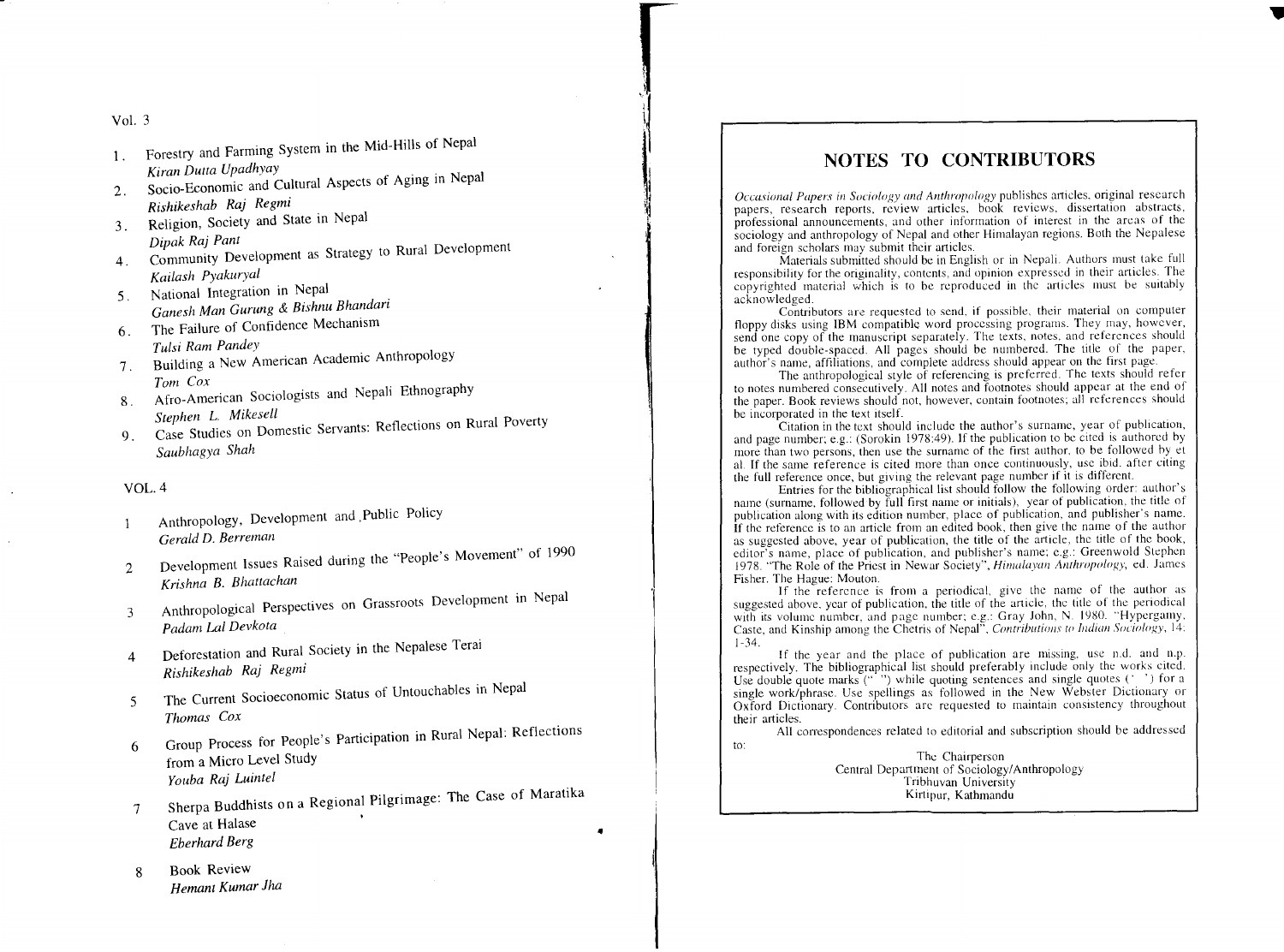Vol. 3

1. Forestry and Farming System in the Mid-Hills of Nepal
   *Kiran Dutta Upadhyay*
2. Socio-Economic and Cultural Aspects of Aging in Nepal
   *Rishikeshab Raj Regmi*
3. Religion, Society and State in Nepal
   *Dipak Raj Pant*
4. Community Development as Strategy to Rural Development
   *Kailash Pyakuryal*
5. National Integration in Nepal
   *Ganesh Man Gurung & Bishnu Bhandari*
6. The Failure of Confidence Mechanism
   *Tulsi Ram Pandey*
7. Building a New American Academic Anthropology
   *Tom Cox*
8. Afro-American Sociologists and Nepali Ethnography
   *Stephen L. Mikesell*
9. Case Studies on Domestic Servants: Reflections on Rural Poverty
   *Saubhagya Shah*

VOL. 4

1. Anthropology, Development and Public Policy
   *Gerald D. Berreman*
2. Development Issues Raised during the "People's Movement" of 1990
   *Krishna B. Bhattachan*
3. Anthropological Perspectives on Grassroots Development in Nepal
   *Padam Lal Devkota*
4. Deforestation and Rural Society in the Nepalese Terai
   *Rishikeshab Raj Regmi*
5. The Current Socioeconomic Status of Untouchables in Nepal
   *Thomas Cox*
6. Group Process for People's Participation in Rural Nepal: Reflections from a Micro Level Study
   *Youba Raj Luintel*
7. Sherpa Buddhists on a Regional Pilgrimage: The Case of Maratika Cave at Halase
   *Eberhard Berg*
8. Book Review
   *Hemant Kumar Jha*

## NOTES TO CONTRIBUTORS

*Occasional Papers in Sociology and Anthropology* publishes articles, original research papers, research reports, review articles, book reviews, dissertation abstracts, professional announcements, and other information of interest in the areas of the sociology and anthropology of Nepal and other Himalayan regions. Both the Nepalese and foreign scholars may submit their articles.

Materials submitted should be in English or in Nepali. Authors must take full responsibility for the originality, contents, and opinion expressed in their articles. The copyrighted material which is to be reproduced in the articles must be suitably acknowledged.

Contributors are requested to send, if possible, their material on computer floppy disks using IBM compatible word processing programs. They may, however, send one copy of the manuscript separately. The texts, notes, and references should be typed double-spaced. All pages should be numbered. The title of the paper, author's name, affiliations, and complete address should appear on the first page.

The anthropological style of referencing is preferred. The texts should refer to notes numbered consecutively. All notes and footnotes should appear at the end of the paper. Book reviews should not, however, contain footnotes; all references should be incorporated in the text itself.

Citation in the text should include the author's surname, year of publication, and page number; e.g.: (Sorokin 1978:49). If the publication to be cited is authored by more than two persons, then use the surname of the first author, to be followed by et al. If the same reference is cited more than once continuously, use ibid. after citing the full reference once, but giving the relevant page number if it is different.

Entries for the bibliographical list should follow the following order: author's name (surname, followed by full first name or initials), year of publication, the title of publication along with its edition number, place of publication, and publisher's name. If the reference is to an article from an edited book, then give the name of the author as suggested above, year of publication, the title of the article, the title of the book, editor's name, place of publication, and publisher's name; e.g.: Greenwold Stephen 1978. "The Role of the Priest in Newar Society", *Himalayan Anthropology*, ed. James Fisher. The Hague: Mouton.

If the reference is from a periodical, give the name of the author as suggested above, year of publication, the title of the article, the title of the periodical with its volume number, and page number; e.g.: Gray John, N. 1980. "Hypergamy, Caste, and Kinship among the Chetris of Nepal", *Contributions to Indian Sociology*, 14: 1-34.

If the year and the place of publication are missing, use n.d. and n.p. respectively. The bibliographical list should preferably include only the works cited. Use double quote marks (" ") while quoting sentences and single quotes (' ') for a single work/phrase. Use spellings as followed in the New Webster Dictionary or Oxford Dictionary. Contributors are requested to maintain consistency throughout their articles.

All correspondences related to editorial and subscription should be addressed to:

The Chairperson
Central Department of Sociology/Anthropology
Tribhuvan University
Kirtipur, Kathmandu